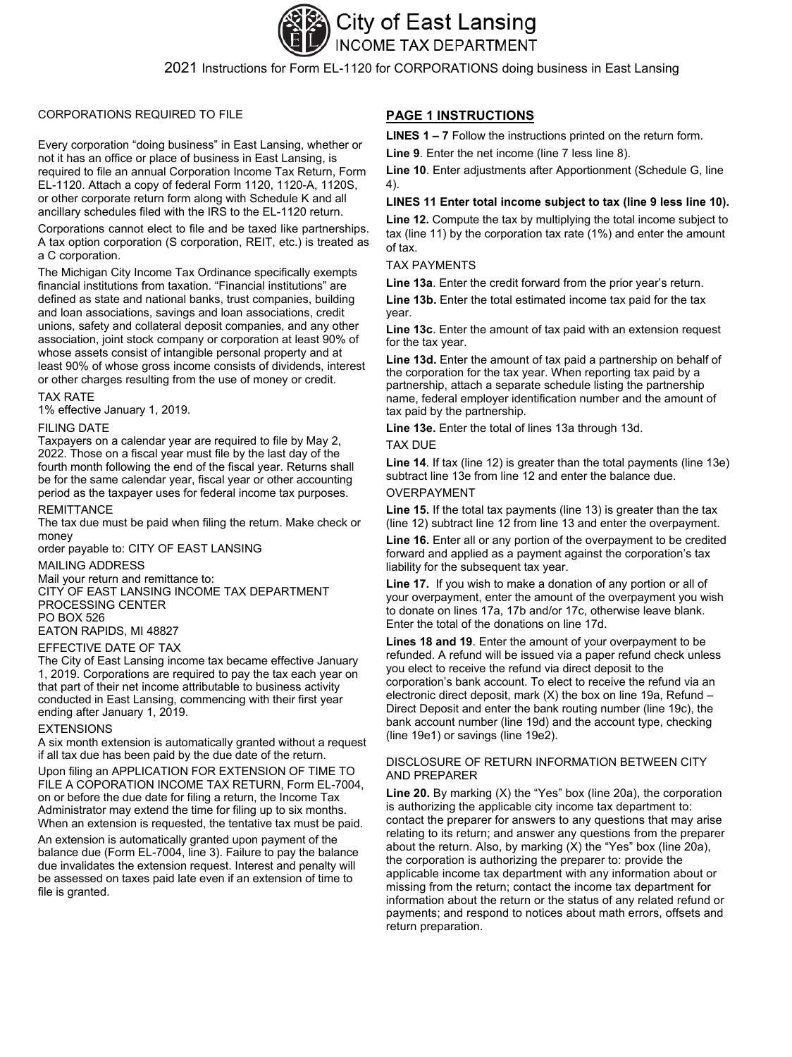# City of East Lansing
## INCOME TAX DEPARTMENT

2021 Instructions for Form EL-1120 for CORPORATIONS doing business in East Lansing

### CORPORATIONS REQUIRED TO FILE

Every corporation "doing business" in East Lansing, whether or not it has an office or place of business in East Lansing, is required to file an annual Corporation Income Tax Return, Form EL-1120. Attach a copy of federal Form 1120, 1120-A, 1120S, or other corporate return form along with Schedule K and all ancillary schedules filed with the IRS to the EL-1120 return.

Corporations cannot elect to file and be taxed like partnerships. A tax option corporation (S corporation, REIT, etc.) is treated as a C corporation.

The Michigan City Income Tax Ordinance specifically exempts financial institutions from taxation. "Financial institutions" are defined as state and national banks, trust companies, building and loan associations, savings and loan associations, credit unions, safety and collateral deposit companies, and any other association, joint stock company or corporation at least 90% of whose assets consist of intangible personal property and at least 90% of whose gross income consists of dividends, interest or other charges resulting from the use of money or credit.

### TAX RATE

1% effective January 1, 2019.

### FILING DATE

Taxpayers on a calendar year are required to file by May 2, 2022. Those on a fiscal year must file by the last day of the fourth month following the end of the fiscal year. Returns shall be for the same calendar year, fiscal year or other accounting period as the taxpayer uses for federal income tax purposes.

### REMITTANCE

The tax due must be paid when filing the return. Make check or money
order payable to: CITY OF EAST LANSING

### MAILING ADDRESS

Mail your return and remittance to:
CITY OF EAST LANSING INCOME TAX DEPARTMENT
PROCESSING CENTER
PO BOX 526
EATON RAPIDS, MI 48827

### EFFECTIVE DATE OF TAX

The City of East Lansing income tax became effective January 1, 2019. Corporations are required to pay the tax each year on that part of their net income attributable to business activity conducted in East Lansing, commencing with their first year ending after January 1, 2019.

### EXTENSIONS

A six month extension is automatically granted without a request if all tax due has been paid by the due date of the return.

Upon filing an APPLICATION FOR EXTENSION OF TIME TO FILE A COPORATION INCOME TAX RETURN, Form EL-7004, on or before the due date for filing a return, the Income Tax Administrator may extend the time for filing up to six months. When an extension is requested, the tentative tax must be paid.

An extension is automatically granted upon payment of the balance due (Form EL-7004, line 3). Failure to pay the balance due invalidates the extension request. Interest and penalty will be assessed on taxes paid late even if an extension of time to file is granted.

## PAGE 1 INSTRUCTIONS

**LINES 1 – 7** Follow the instructions printed on the return form.

**Line 9**. Enter the net income (line 7 less line 8).

**Line 10**. Enter adjustments after Apportionment (Schedule G, line 4).

**LINES 11 Enter total income subject to tax (line 9 less line 10).**

**Line 12.** Compute the tax by multiplying the total income subject to tax (line 11) by the corporation tax rate (1%) and enter the amount of tax.

### TAX PAYMENTS

**Line 13a**. Enter the credit forward from the prior year's return.

**Line 13b.** Enter the total estimated income tax paid for the tax year.

**Line 13c**. Enter the amount of tax paid with an extension request for the tax year.

**Line 13d.** Enter the amount of tax paid a partnership on behalf of the corporation for the tax year. When reporting tax paid by a partnership, attach a separate schedule listing the partnership name, federal employer identification number and the amount of tax paid by the partnership.

**Line 13e.** Enter the total of lines 13a through 13d.

### TAX DUE

**Line 14**. If tax (line 12) is greater than the total payments (line 13e) subtract line 13e from line 12 and enter the balance due.

### OVERPAYMENT

**Line 15.** If the total tax payments (line 13) is greater than the tax (line 12) subtract line 12 from line 13 and enter the overpayment.

**Line 16.** Enter all or any portion of the overpayment to be credited forward and applied as a payment against the corporation's tax liability for the subsequent tax year.

**Line 17.** If you wish to make a donation of any portion or all of your overpayment, enter the amount of the overpayment you wish to donate on lines 17a, 17b and/or 17c, otherwise leave blank. Enter the total of the donations on line 17d.

**Lines 18 and 19**. Enter the amount of your overpayment to be refunded. A refund will be issued via a paper refund check unless you elect to receive the refund via direct deposit to the corporation's bank account. To elect to receive the refund via an electronic direct deposit, mark (X) the box on line 19a, Refund – Direct Deposit and enter the bank routing number (line 19c), the bank account number (line 19d) and the account type, checking (line 19e1) or savings (line 19e2).

### DISCLOSURE OF RETURN INFORMATION BETWEEN CITY AND PREPARER

**Line 20.** By marking (X) the "Yes" box (line 20a), the corporation is authorizing the applicable city income tax department to: contact the preparer for answers to any questions that may arise relating to its return; and answer any questions from the preparer about the return. Also, by marking (X) the "Yes" box (line 20a), the corporation is authorizing the preparer to: provide the applicable income tax department with any information about or missing from the return; contact the income tax department for information about the return or the status of any related refund or payments; and respond to notices about math errors, offsets and return preparation.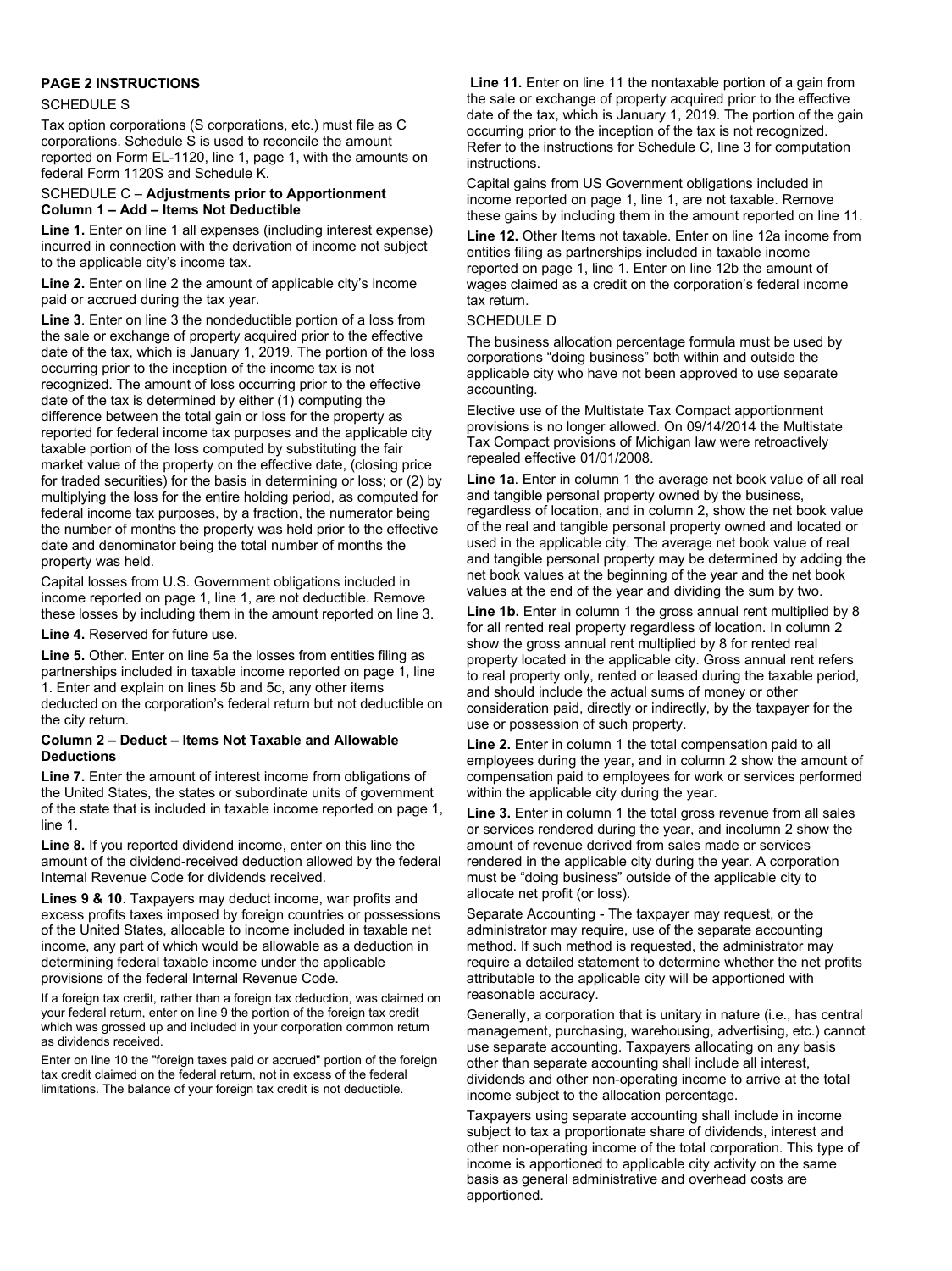**PAGE 2 INSTRUCTIONS**

SCHEDULE S

Tax option corporations (S corporations, etc.) must file as C corporations. Schedule S is used to reconcile the amount reported on Form EL-1120, line 1, page 1, with the amounts on federal Form 1120S and Schedule K.

SCHEDULE C – **Adjustments prior to Apportionment**
**Column 1 – Add – Items Not Deductible**

**Line 1.** Enter on line 1 all expenses (including interest expense) incurred in connection with the derivation of income not subject to the applicable city's income tax.

**Line 2.** Enter on line 2 the amount of applicable city's income paid or accrued during the tax year.

**Line 3**. Enter on line 3 the nondeductible portion of a loss from the sale or exchange of property acquired prior to the effective date of the tax, which is January 1, 2019. The portion of the loss occurring prior to the inception of the income tax is not recognized. The amount of loss occurring prior to the effective date of the tax is determined by either (1) computing the difference between the total gain or loss for the property as reported for federal income tax purposes and the applicable city taxable portion of the loss computed by substituting the fair market value of the property on the effective date, (closing price for traded securities) for the basis in determining or loss; or (2) by multiplying the loss for the entire holding period, as computed for federal income tax purposes, by a fraction, the numerator being the number of months the property was held prior to the effective date and denominator being the total number of months the property was held.

Capital losses from U.S. Government obligations included in income reported on page 1, line 1, are not deductible. Remove these losses by including them in the amount reported on line 3.

**Line 4.** Reserved for future use.

**Line 5.** Other. Enter on line 5a the losses from entities filing as partnerships included in taxable income reported on page 1, line 1. Enter and explain on lines 5b and 5c, any other items deducted on the corporation's federal return but not deductible on the city return.

**Column 2 – Deduct – Items Not Taxable and Allowable Deductions**

**Line 7.** Enter the amount of interest income from obligations of the United States, the states or subordinate units of government of the state that is included in taxable income reported on page 1, line 1.

**Line 8.** If you reported dividend income, enter on this line the amount of the dividend-received deduction allowed by the federal Internal Revenue Code for dividends received.

**Lines 9 & 10**. Taxpayers may deduct income, war profits and excess profits taxes imposed by foreign countries or possessions of the United States, allocable to income included in taxable net income, any part of which would be allowable as a deduction in determining federal taxable income under the applicable provisions of the federal Internal Revenue Code.

If a foreign tax credit, rather than a foreign tax deduction, was claimed on your federal return, enter on line 9 the portion of the foreign tax credit which was grossed up and included in your corporation common return as dividends received.

Enter on line 10 the "foreign taxes paid or accrued" portion of the foreign tax credit claimed on the federal return, not in excess of the federal limitations. The balance of your foreign tax credit is not deductible.

**Line 11.** Enter on line 11 the nontaxable portion of a gain from the sale or exchange of property acquired prior to the effective date of the tax, which is January 1, 2019. The portion of the gain occurring prior to the inception of the tax is not recognized. Refer to the instructions for Schedule C, line 3 for computation instructions.

Capital gains from US Government obligations included in income reported on page 1, line 1, are not taxable. Remove these gains by including them in the amount reported on line 11.

**Line 12.** Other Items not taxable. Enter on line 12a income from entities filing as partnerships included in taxable income reported on page 1, line 1. Enter on line 12b the amount of wages claimed as a credit on the corporation's federal income tax return.

SCHEDULE D

The business allocation percentage formula must be used by corporations "doing business" both within and outside the applicable city who have not been approved to use separate accounting.

Elective use of the Multistate Tax Compact apportionment provisions is no longer allowed. On 09/14/2014 the Multistate Tax Compact provisions of Michigan law were retroactively repealed effective 01/01/2008.

**Line 1a**. Enter in column 1 the average net book value of all real and tangible personal property owned by the business, regardless of location, and in column 2, show the net book value of the real and tangible personal property owned and located or used in the applicable city. The average net book value of real and tangible personal property may be determined by adding the net book values at the beginning of the year and the net book values at the end of the year and dividing the sum by two.

**Line 1b.** Enter in column 1 the gross annual rent multiplied by 8 for all rented real property regardless of location. In column 2 show the gross annual rent multiplied by 8 for rented real property located in the applicable city. Gross annual rent refers to real property only, rented or leased during the taxable period, and should include the actual sums of money or other consideration paid, directly or indirectly, by the taxpayer for the use or possession of such property.

**Line 2.** Enter in column 1 the total compensation paid to all employees during the year, and in column 2 show the amount of compensation paid to employees for work or services performed within the applicable city during the year.

**Line 3.** Enter in column 1 the total gross revenue from all sales or services rendered during the year, and incolumn 2 show the amount of revenue derived from sales made or services rendered in the applicable city during the year. A corporation must be "doing business" outside of the applicable city to allocate net profit (or loss).

Separate Accounting - The taxpayer may request, or the administrator may require, use of the separate accounting method. If such method is requested, the administrator may require a detailed statement to determine whether the net profits attributable to the applicable city will be apportioned with reasonable accuracy.

Generally, a corporation that is unitary in nature (i.e., has central management, purchasing, warehousing, advertising, etc.) cannot use separate accounting. Taxpayers allocating on any basis other than separate accounting shall include all interest, dividends and other non-operating income to arrive at the total income subject to the allocation percentage.

Taxpayers using separate accounting shall include in income subject to tax a proportionate share of dividends, interest and other non-operating income of the total corporation. This type of income is apportioned to applicable city activity on the same basis as general administrative and overhead costs are apportioned.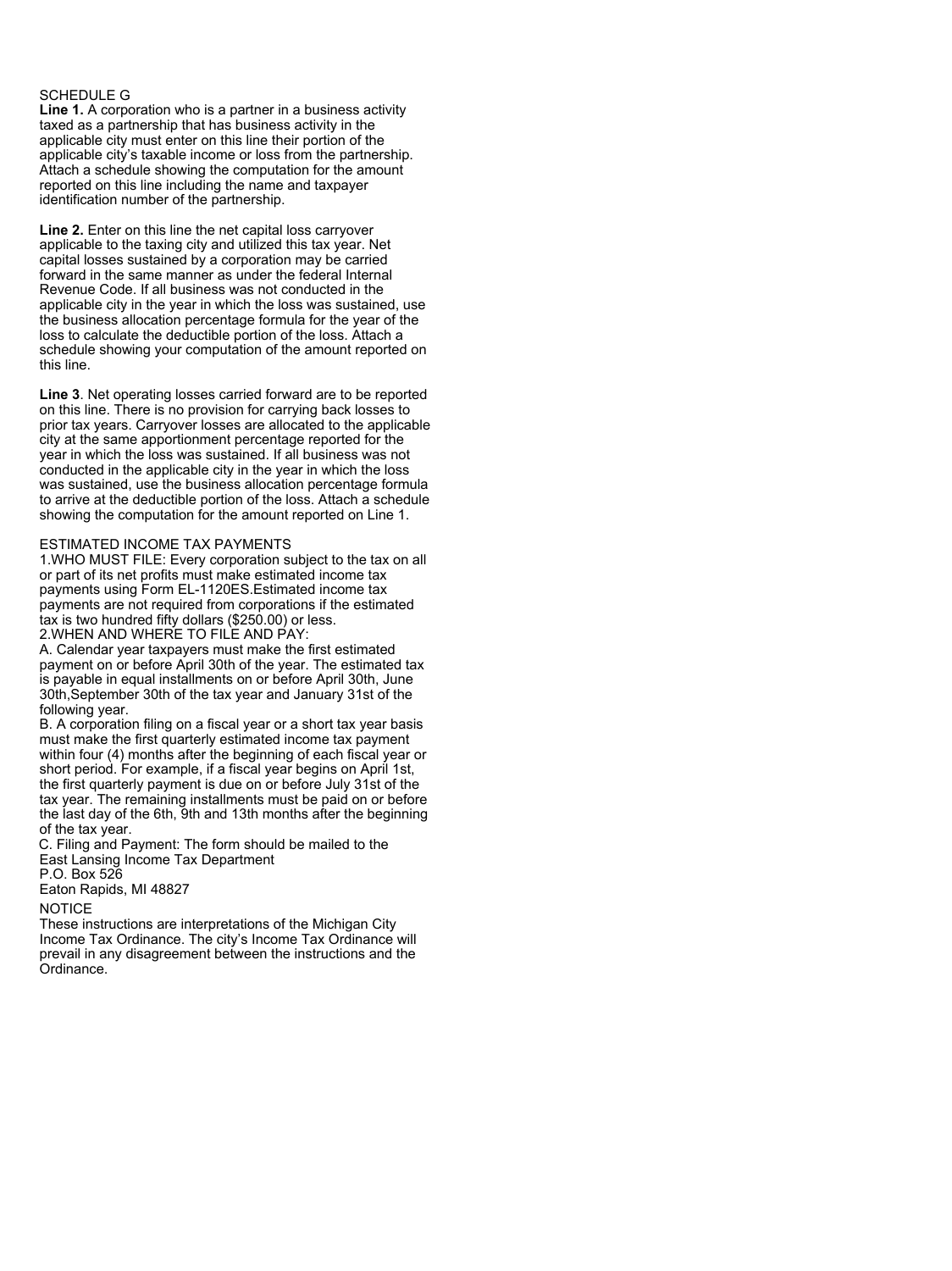SCHEDULE G

**Line 1.** A corporation who is a partner in a business activity taxed as a partnership that has business activity in the applicable city must enter on this line their portion of the applicable city's taxable income or loss from the partnership. Attach a schedule showing the computation for the amount reported on this line including the name and taxpayer identification number of the partnership.

**Line 2.** Enter on this line the net capital loss carryover applicable to the taxing city and utilized this tax year. Net capital losses sustained by a corporation may be carried forward in the same manner as under the federal Internal Revenue Code. If all business was not conducted in the applicable city in the year in which the loss was sustained, use the business allocation percentage formula for the year of the loss to calculate the deductible portion of the loss. Attach a schedule showing your computation of the amount reported on this line.

**Line 3**. Net operating losses carried forward are to be reported on this line. There is no provision for carrying back losses to prior tax years. Carryover losses are allocated to the applicable city at the same apportionment percentage reported for the year in which the loss was sustained. If all business was not conducted in the applicable city in the year in which the loss was sustained, use the business allocation percentage formula to arrive at the deductible portion of the loss. Attach a schedule showing the computation for the amount reported on Line 1.

ESTIMATED INCOME TAX PAYMENTS

1.WHO MUST FILE: Every corporation subject to the tax on all or part of its net profits must make estimated income tax payments using Form EL-1120ES.Estimated income tax payments are not required from corporations if the estimated tax is two hundred fifty dollars ($250.00) or less.

2.WHEN AND WHERE TO FILE AND PAY:

A. Calendar year taxpayers must make the first estimated payment on or before April 30th of the year. The estimated tax is payable in equal installments on or before April 30th, June 30th,September 30th of the tax year and January 31st of the following year.

B. A corporation filing on a fiscal year or a short tax year basis must make the first quarterly estimated income tax payment within four (4) months after the beginning of each fiscal year or short period. For example, if a fiscal year begins on April 1st, the first quarterly payment is due on or before July 31st of the tax year. The remaining installments must be paid on or before the last day of the 6th, 9th and 13th months after the beginning of the tax year.

C. Filing and Payment: The form should be mailed to the
East Lansing Income Tax Department
P.O. Box 526
Eaton Rapids, MI 48827

NOTICE

These instructions are interpretations of the Michigan City Income Tax Ordinance. The city's Income Tax Ordinance will prevail in any disagreement between the instructions and the Ordinance.